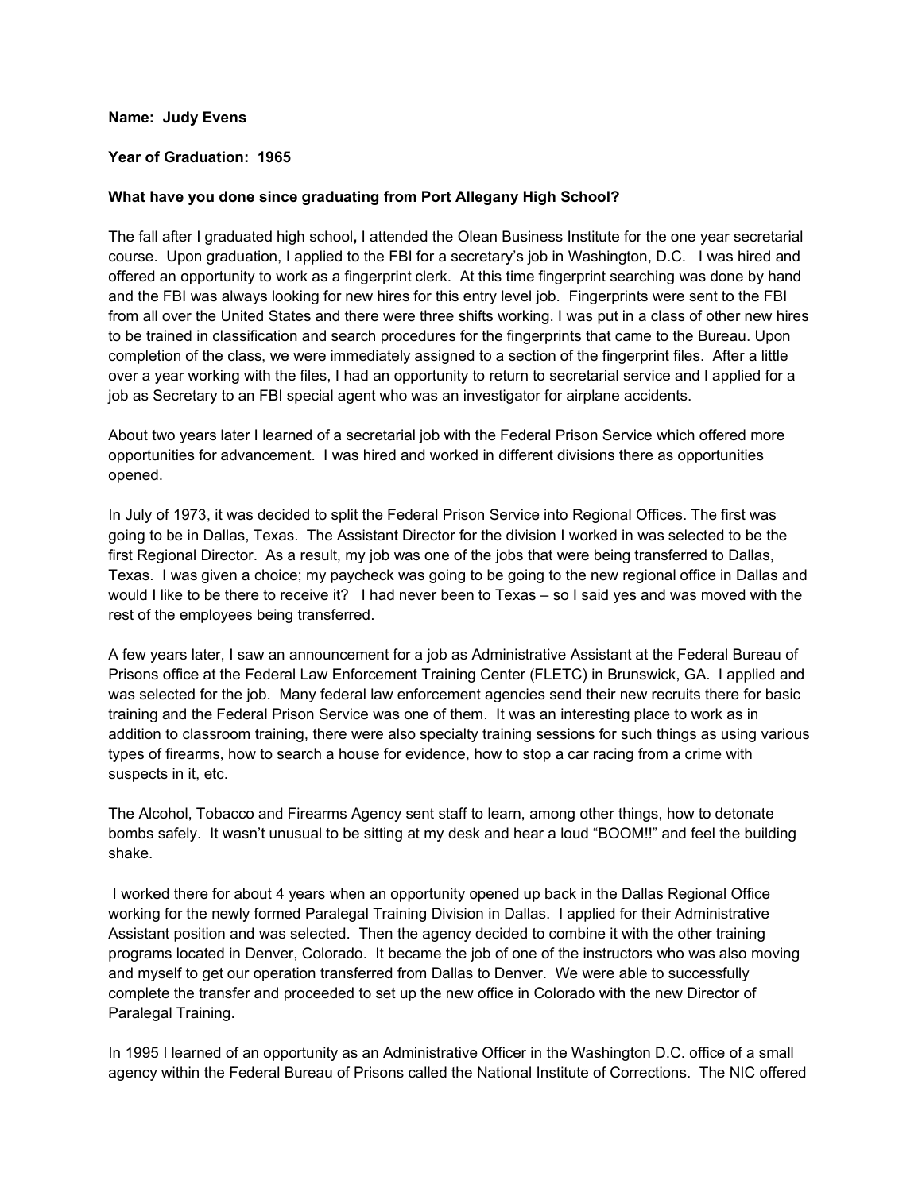**Name: Judy Evens**

**Year of Graduation: 1965**

**What have you done since graduating from Port Allegany High School?**

The fall after I graduated high school**,** I attended the Olean Business Institute for the one year secretarial course. Upon graduation, I applied to the FBI for a secretary's job in Washington, D.C. I was hired and offered an opportunity to work as a fingerprint clerk. At this time fingerprint searching was done by hand and the FBI was always looking for new hires for this entry level job. Fingerprints were sent to the FBI from all over the United States and there were three shifts working. I was put in a class of other new hires to be trained in classification and search procedures for the fingerprints that came to the Bureau. Upon completion of the class, we were immediately assigned to a section of the fingerprint files. After a little over a year working with the files, I had an opportunity to return to secretarial service and I applied for a job as Secretary to an FBI special agent who was an investigator for airplane accidents.

About two years later I learned of a secretarial job with the Federal Prison Service which offered more opportunities for advancement. I was hired and worked in different divisions there as opportunities opened.

In July of 1973, it was decided to split the Federal Prison Service into Regional Offices. The first was going to be in Dallas, Texas. The Assistant Director for the division I worked in was selected to be the first Regional Director. As a result, my job was one of the jobs that were being transferred to Dallas, Texas. I was given a choice; my paycheck was going to be going to the new regional office in Dallas and would I like to be there to receive it? I had never been to Texas – so I said yes and was moved with the rest of the employees being transferred.

A few years later, I saw an announcement for a job as Administrative Assistant at the Federal Bureau of Prisons office at the Federal Law Enforcement Training Center (FLETC) in Brunswick, GA. I applied and was selected for the job. Many federal law enforcement agencies send their new recruits there for basic training and the Federal Prison Service was one of them. It was an interesting place to work as in addition to classroom training, there were also specialty training sessions for such things as using various types of firearms, how to search a house for evidence, how to stop a car racing from a crime with suspects in it, etc.

The Alcohol, Tobacco and Firearms Agency sent staff to learn, among other things, how to detonate bombs safely. It wasn't unusual to be sitting at my desk and hear a loud "BOOM!!" and feel the building shake.

I worked there for about 4 years when an opportunity opened up back in the Dallas Regional Office working for the newly formed Paralegal Training Division in Dallas. I applied for their Administrative Assistant position and was selected. Then the agency decided to combine it with the other training programs located in Denver, Colorado. It became the job of one of the instructors who was also moving and myself to get our operation transferred from Dallas to Denver. We were able to successfully complete the transfer and proceeded to set up the new office in Colorado with the new Director of Paralegal Training.

In 1995 I learned of an opportunity as an Administrative Officer in the Washington D.C. office of a small agency within the Federal Bureau of Prisons called the National Institute of Corrections. The NIC offered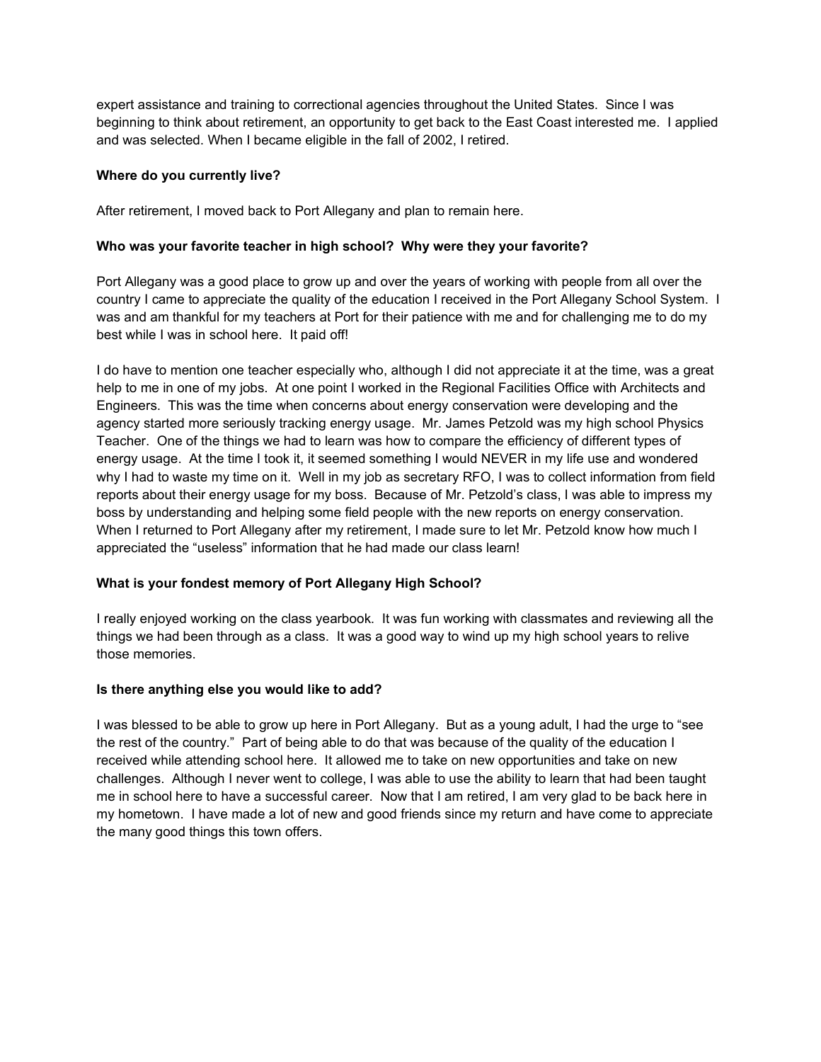expert assistance and training to correctional agencies throughout the United States. Since I was beginning to think about retirement, an opportunity to get back to the East Coast interested me. I applied and was selected. When I became eligible in the fall of 2002, I retired.

**Where do you currently live?**

After retirement, I moved back to Port Allegany and plan to remain here.

**Who was your favorite teacher in high school? Why were they your favorite?**

Port Allegany was a good place to grow up and over the years of working with people from all over the country I came to appreciate the quality of the education I received in the Port Allegany School System. I was and am thankful for my teachers at Port for their patience with me and for challenging me to do my best while I was in school here. It paid off!

I do have to mention one teacher especially who, although I did not appreciate it at the time, was a great help to me in one of my jobs. At one point I worked in the Regional Facilities Office with Architects and Engineers. This was the time when concerns about energy conservation were developing and the agency started more seriously tracking energy usage. Mr. James Petzold was my high school Physics Teacher. One of the things we had to learn was how to compare the efficiency of different types of energy usage. At the time I took it, it seemed something I would NEVER in my life use and wondered why I had to waste my time on it. Well in my job as secretary RFO, I was to collect information from field reports about their energy usage for my boss. Because of Mr. Petzold's class, I was able to impress my boss by understanding and helping some field people with the new reports on energy conservation. When I returned to Port Allegany after my retirement, I made sure to let Mr. Petzold know how much I appreciated the "useless" information that he had made our class learn!

**What is your fondest memory of Port Allegany High School?**

I really enjoyed working on the class yearbook. It was fun working with classmates and reviewing all the things we had been through as a class. It was a good way to wind up my high school years to relive those memories.

**Is there anything else you would like to add?**

I was blessed to be able to grow up here in Port Allegany. But as a young adult, I had the urge to "see the rest of the country." Part of being able to do that was because of the quality of the education I received while attending school here. It allowed me to take on new opportunities and take on new challenges. Although I never went to college, I was able to use the ability to learn that had been taught me in school here to have a successful career. Now that I am retired, I am very glad to be back here in my hometown. I have made a lot of new and good friends since my return and have come to appreciate the many good things this town offers.